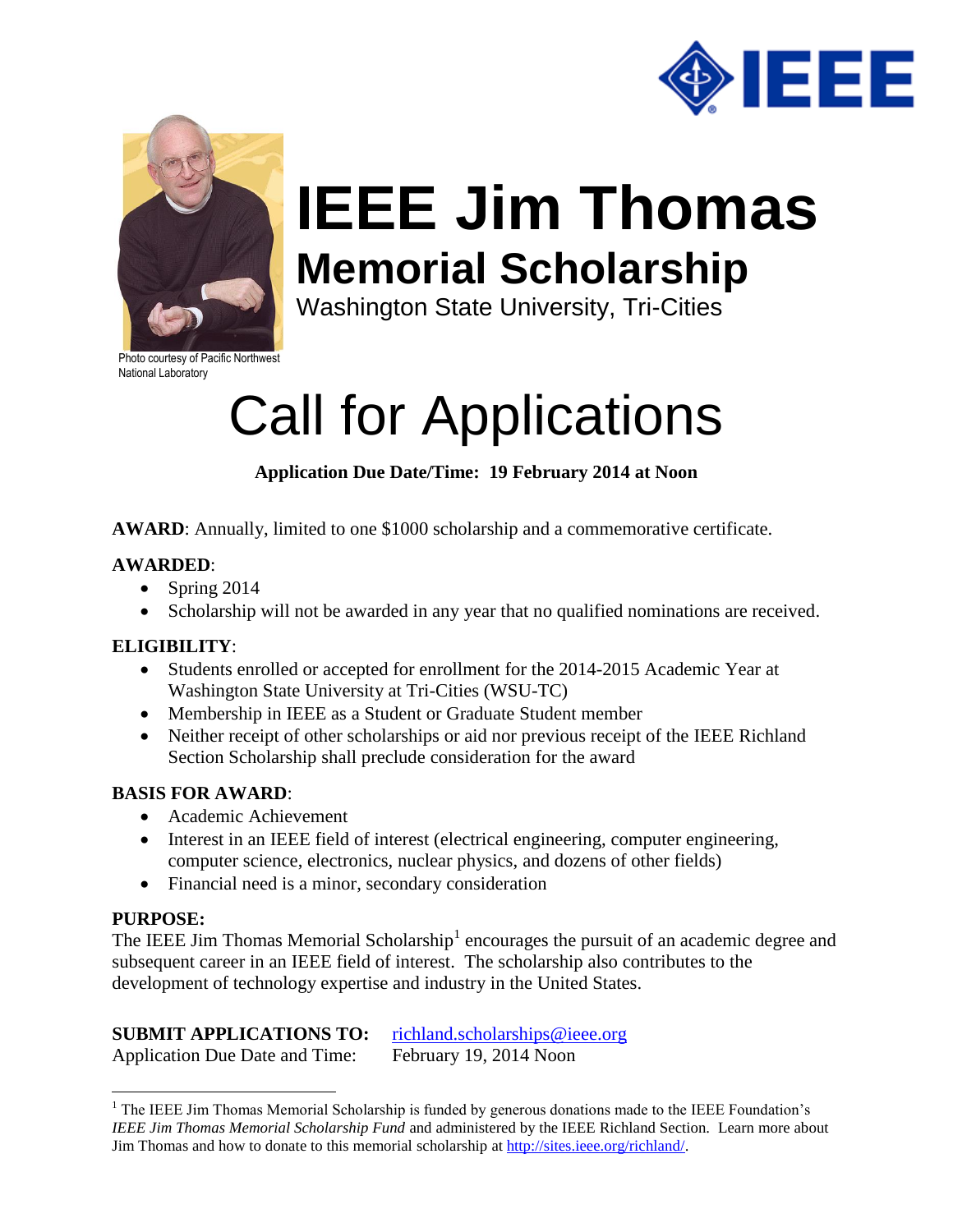# IEEE Jim Thomas

## Memorial Scholarship

Washington State University, Tri-Cities

Photo courtesy of Pacific Northwest National Laboratory

# Call for Applications

**Application Due Date/Time: 19 February 2014 at Noon**

**AWARD**: Annually, limited to one $1000 scholarship and a commemorative certificate.

**AWARDED**:

- Spring 2014
- Scholarship will not be awarded in any year that no qualified nominations are received.

**ELIGIBILITY**:

- Students enrolled or accepted for enrollment for the 2014-2015 Academic Year at Washington State University at Tri-Cities (WSU-TC)
- Membership in IEEE as a Student or Graduate Student member
- Neither receipt of other scholarships or aid nor previous receipt of the IEEE Richland Section Scholarship shall preclude consideration for the award

**BASIS FOR AWARD**:

- Academic Achievement
- Interest in an IEEE field of interest (electrical engineering, computer engineering, computer science, electronics, nuclear physics, and dozens of other fields)
- Financial need is a minor, secondary consideration

**PURPOSE:**

The IEEE Jim Thomas Memorial Scholarship[1] encourages the pursuit of an academic degree and subsequent career in an IEEE field of interest. The scholarship also contributes to the development of technology expertise and industry in the United States.

**SUBMIT APPLICATIONS TO:** richland.scholarships@ieee.org

Application Due Date and Time: February 19, 2014 Noon

---

[1] The IEEE Jim Thomas Memorial Scholarship is funded by generous donations made to the IEEE Foundation's *IEEE Jim Thomas Memorial Scholarship Fund* and administered by the IEEE Richland Section. Learn more about Jim Thomas and how to donate to this memorial scholarship at http://sites.ieee.org/richland/.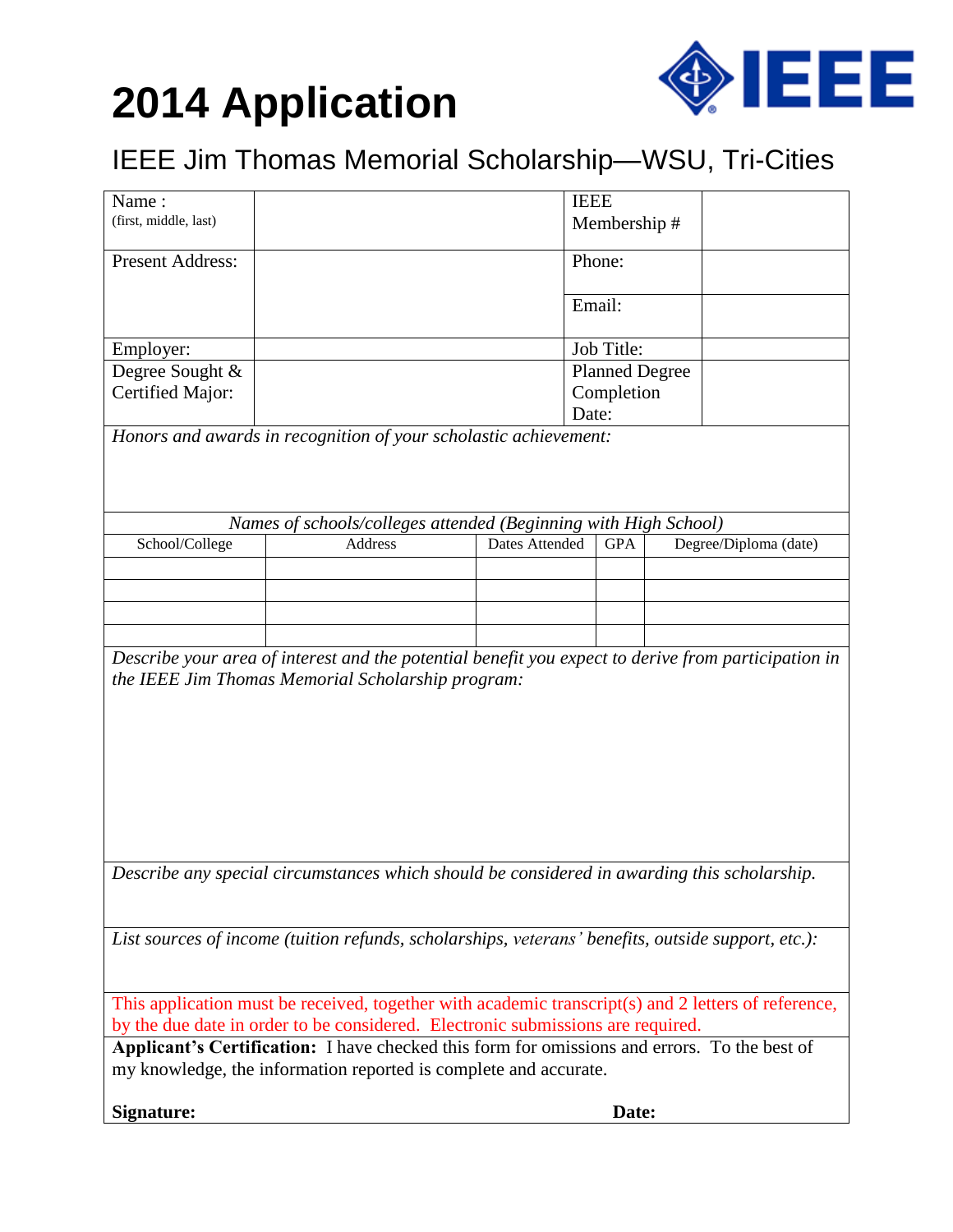# 2014 Application

IEEE

## IEEE Jim Thomas Memorial Scholarship—WSU, Tri-Cities

| | | | |
|---|---|---|---|
| Name : (first, middle, last) | | IEEE Membership # | |
| Present Address: | | Phone: | |
| | | Email: | |
| Employer: | | Job Title: | |
| Degree Sought & Certified Major: | | Planned Degree Completion Date: | |

*Honors and awards in recognition of your scholastic achievement:*

*Names of schools/colleges attended (Beginning with High School)*

| School/College | Address | Dates Attended | GPA | Degree/Diploma (date) |
|---|---|---|---|---|
| | | | | |
| | | | | |
| | | | | |
| | | | | |

*Describe your area of interest and the potential benefit you expect to derive from participation in the IEEE Jim Thomas Memorial Scholarship program:*

*Describe any special circumstances which should be considered in awarding this scholarship.*

*List sources of income (tuition refunds, scholarships, veterans' benefits, outside support, etc.):*

This application must be received, together with academic transcript(s) and 2 letters of reference, by the due date in order to be considered. Electronic submissions are required.

**Applicant's Certification:** I have checked this form for omissions and errors. To the best of my knowledge, the information reported is complete and accurate.

**Signature:** **Date:**